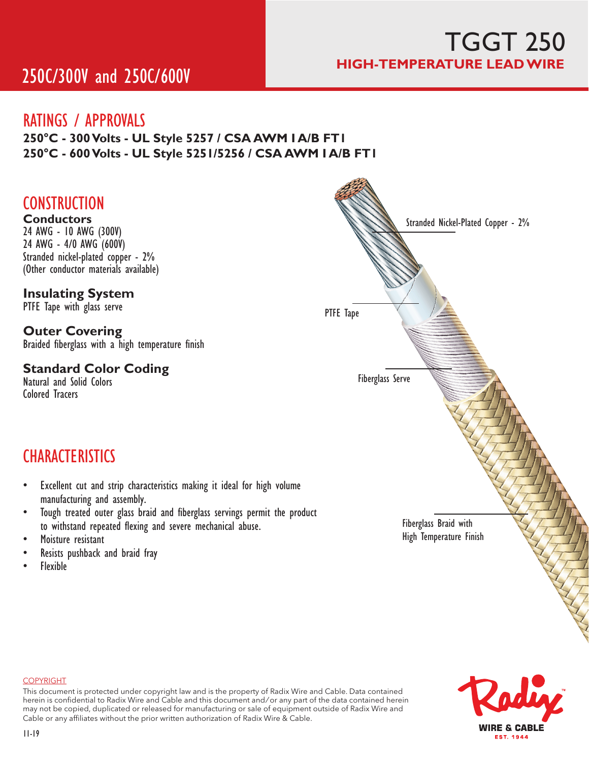# TGGT 250

## HIGH-TEMPERATURE LEAD WIRE

## 250C/300V and 250C/600V

## RATINGS / APPROVALS

**250°C - 300 Volts - UL Style 5257 / CSA AWM I A/B FT1**
**250°C - 600 Volts - UL Style 5251/5256 / CSA AWM I A/B FT1**

## CONSTRUCTION

### Conductors

24 AWG - 10 AWG (300V)
24 AWG - 4/0 AWG (600V)
Stranded nickel-plated copper - 2%
(Other conductor materials available)

### Insulating System

PTFE Tape with glass serve

### Outer Covering

Braided fiberglass with a high temperature finish

### Standard Color Coding

Natural and Solid Colors
Colored Tracers

Stranded Nickel-Plated Copper - 2%

PTFE Tape

Fiberglass Serve

Fiberglass Braid with High Temperature Finish

## CHARACTERISTICS

- Excellent cut and strip characteristics making it ideal for high volume manufacturing and assembly.
- Tough treated outer glass braid and fiberglass servings permit the product to withstand repeated flexing and severe mechanical abuse.
- Moisture resistant
- Resists pushback and braid fray
- Flexible

COPYRIGHT

This document is protected under copyright law and is the property of Radix Wire and Cable. Data contained herein is confidential to Radix Wire and Cable and this document and/or any part of the data contained herein may not be copied, duplicated or released for manufacturing or sale of equipment outside of Radix Wire and Cable or any affiliates without the prior written authorization of Radix Wire & Cable.

11-19

Radix WIRE & CABLE EST. 1944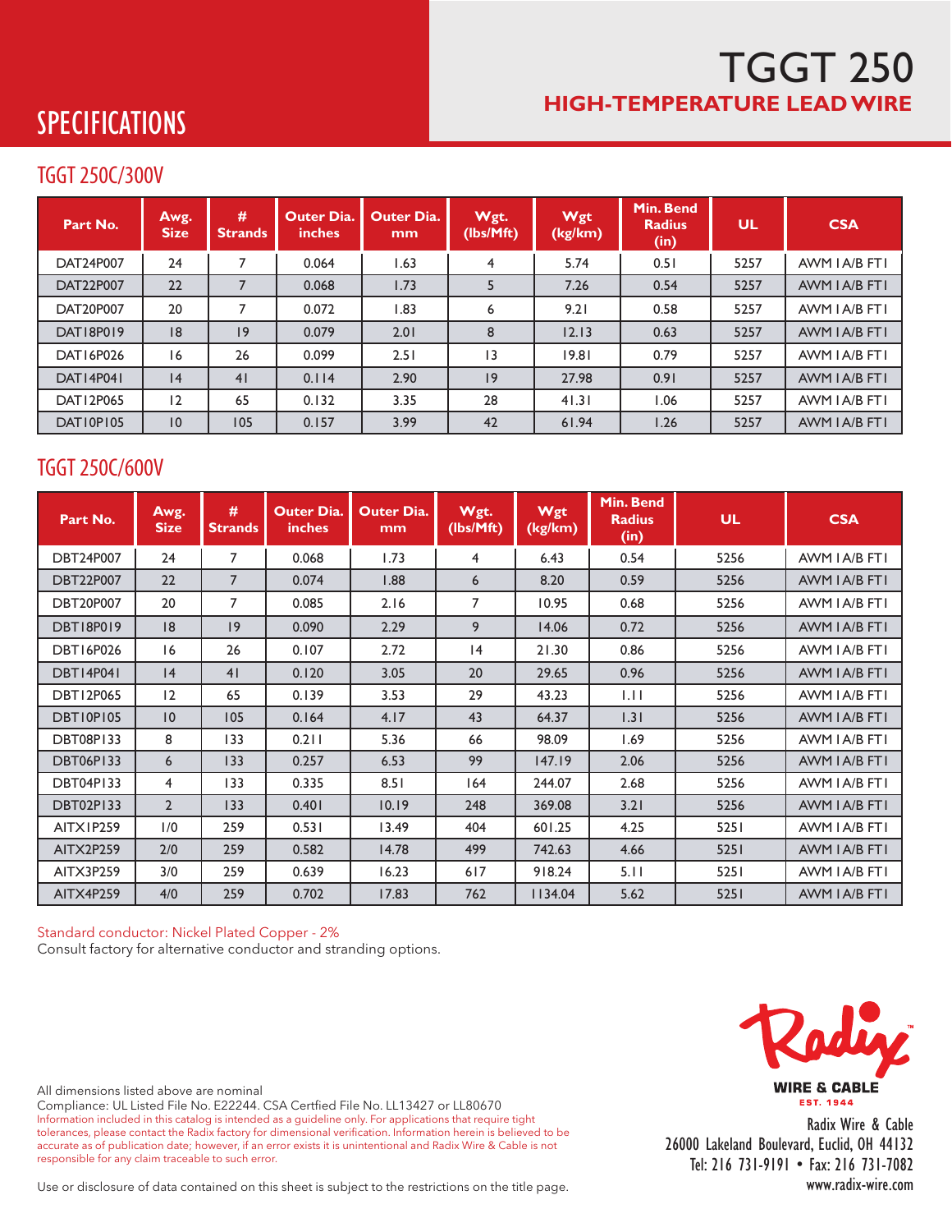# TGGT 250

## HIGH-TEMPERATURE LEAD WIRE

# SPECIFICATIONS

## TGGT 250C/300V

| Part No. | Awg. Size | # Strands | Outer Dia. inches | Outer Dia. mm | Wgt. (lbs/Mft) | Wgt (kg/km) | Min. Bend Radius (in) | UL | CSA |
|---|---|---|---|---|---|---|---|---|---|
| DAT24P007 | 24 | 7 | 0.064 | 1.63 | 4 | 5.74 | 0.51 | 5257 | AWM I A/B FT1 |
| DAT22P007 | 22 | 7 | 0.068 | 1.73 | 5 | 7.26 | 0.54 | 5257 | AWM I A/B FT1 |
| DAT20P007 | 20 | 7 | 0.072 | 1.83 | 6 | 9.21 | 0.58 | 5257 | AWM I A/B FT1 |
| DAT18P019 | 18 | 19 | 0.079 | 2.01 | 8 | 12.13 | 0.63 | 5257 | AWM I A/B FT1 |
| DAT16P026 | 16 | 26 | 0.099 | 2.51 | 13 | 19.81 | 0.79 | 5257 | AWM I A/B FT1 |
| DAT14P041 | 14 | 41 | 0.114 | 2.90 | 19 | 27.98 | 0.91 | 5257 | AWM I A/B FT1 |
| DAT12P065 | 12 | 65 | 0.132 | 3.35 | 28 | 41.31 | 1.06 | 5257 | AWM I A/B FT1 |
| DAT10P105 | 10 | 105 | 0.157 | 3.99 | 42 | 61.94 | 1.26 | 5257 | AWM I A/B FT1 |

## TGGT 250C/600V

| Part No. | Awg. Size | # Strands | Outer Dia. inches | Outer Dia. mm | Wgt. (lbs/Mft) | Wgt (kg/km) | Min. Bend Radius (in) | UL | CSA |
|---|---|---|---|---|---|---|---|---|---|
| DBT24P007 | 24 | 7 | 0.068 | 1.73 | 4 | 6.43 | 0.54 | 5256 | AWM I A/B FT1 |
| DBT22P007 | 22 | 7 | 0.074 | 1.88 | 6 | 8.20 | 0.59 | 5256 | AWM I A/B FT1 |
| DBT20P007 | 20 | 7 | 0.085 | 2.16 | 7 | 10.95 | 0.68 | 5256 | AWM I A/B FT1 |
| DBT18P019 | 18 | 19 | 0.090 | 2.29 | 9 | 14.06 | 0.72 | 5256 | AWM I A/B FT1 |
| DBT16P026 | 16 | 26 | 0.107 | 2.72 | 14 | 21.30 | 0.86 | 5256 | AWM I A/B FT1 |
| DBT14P041 | 14 | 41 | 0.120 | 3.05 | 20 | 29.65 | 0.96 | 5256 | AWM I A/B FT1 |
| DBT12P065 | 12 | 65 | 0.139 | 3.53 | 29 | 43.23 | 1.11 | 5256 | AWM I A/B FT1 |
| DBT10P105 | 10 | 105 | 0.164 | 4.17 | 43 | 64.37 | 1.31 | 5256 | AWM I A/B FT1 |
| DBT08P133 | 8 | 133 | 0.211 | 5.36 | 66 | 98.09 | 1.69 | 5256 | AWM I A/B FT1 |
| DBT06P133 | 6 | 133 | 0.257 | 6.53 | 99 | 147.19 | 2.06 | 5256 | AWM I A/B FT1 |
| DBT04P133 | 4 | 133 | 0.335 | 8.51 | 164 | 244.07 | 2.68 | 5256 | AWM I A/B FT1 |
| DBT02P133 | 2 | 133 | 0.401 | 10.19 | 248 | 369.08 | 3.21 | 5256 | AWM I A/B FT1 |
| AITX1P259 | 1/0 | 259 | 0.531 | 13.49 | 404 | 601.25 | 4.25 | 5251 | AWM I A/B FT1 |
| AITX2P259 | 2/0 | 259 | 0.582 | 14.78 | 499 | 742.63 | 4.66 | 5251 | AWM I A/B FT1 |
| AITX3P259 | 3/0 | 259 | 0.639 | 16.23 | 617 | 918.24 | 5.11 | 5251 | AWM I A/B FT1 |
| AITX4P259 | 4/0 | 259 | 0.702 | 17.83 | 762 | 1134.04 | 5.62 | 5251 | AWM I A/B FT1 |

Standard conductor: Nickel Plated Copper - 2%

Consult factory for alternative conductor and stranding options.

All dimensions listed above are nominal

Compliance: UL Listed File No. E22244. CSA Certfied File No. LL13427 or LL80670

Information included in this catalog is intended as a guideline only. For applications that require tight tolerances, please contact the Radix factory for dimensional verification. Information herein is believed to be accurate as of publication date; however, if an error exists it is unintentional and Radix Wire & Cable is not responsible for any claim traceable to such error.

Use or disclosure of data contained on this sheet is subject to the restrictions on the title page.

Radix WIRE & CABLE EST. 1944

Radix Wire & Cable
26000 Lakeland Boulevard, Euclid, OH 44132
Tel: 216 731-9191 • Fax: 216 731-7082
www.radix-wire.com